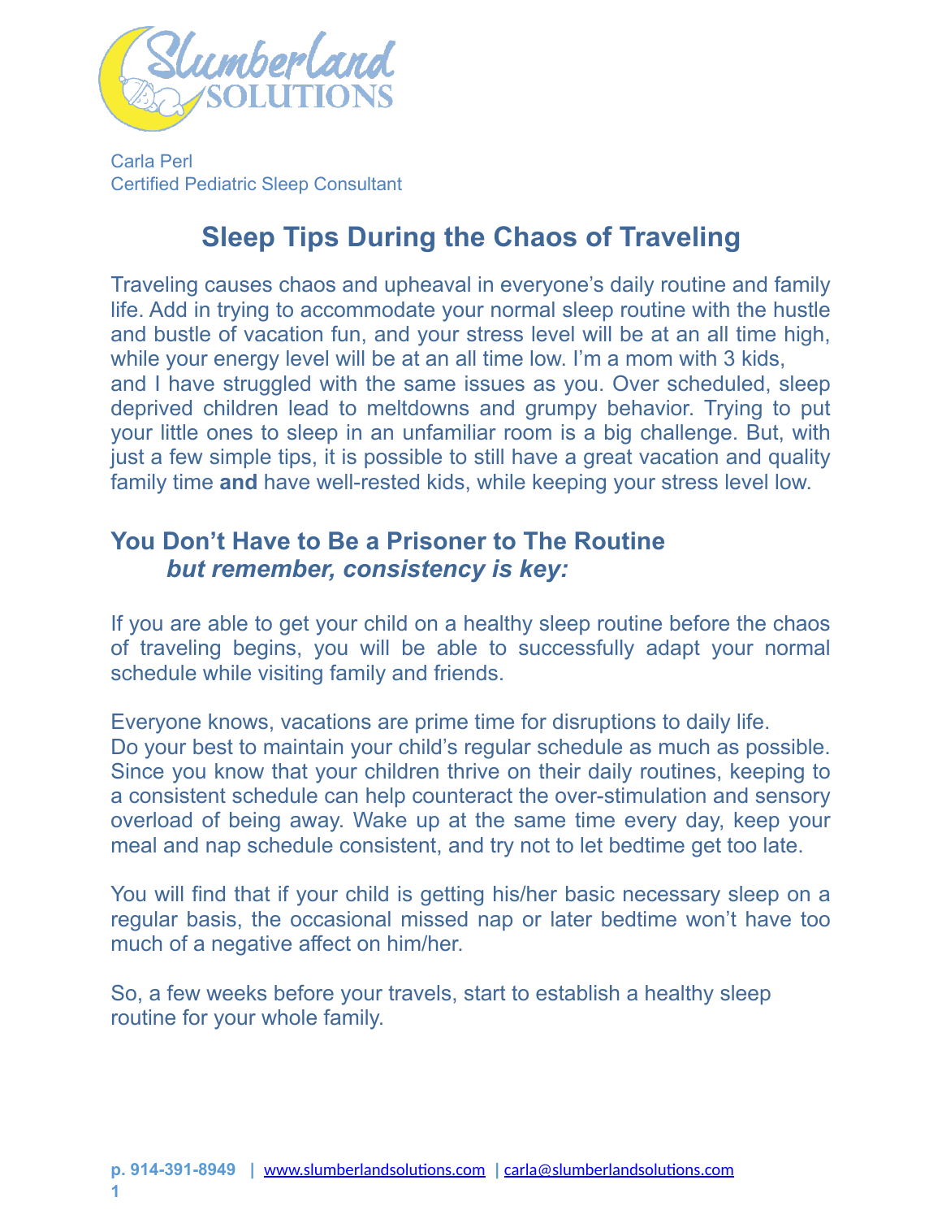Carla Perl
Certified Pediatric Sleep Consultant

# Sleep Tips During the Chaos of Traveling

Traveling causes chaos and upheaval in everyone's daily routine and family life. Add in trying to accommodate your normal sleep routine with the hustle and bustle of vacation fun, and your stress level will be at an all time high, while your energy level will be at an all time low. I'm a mom with 3 kids, and I have struggled with the same issues as you. Over scheduled, sleep deprived children lead to meltdowns and grumpy behavior. Trying to put your little ones to sleep in an unfamiliar room is a big challenge. But, with just a few simple tips, it is possible to still have a great vacation and quality family time **and** have well-rested kids, while keeping your stress level low.

## You Don't Have to Be a Prisoner to The Routine *but remember, consistency is key:*

If you are able to get your child on a healthy sleep routine before the chaos of traveling begins, you will be able to successfully adapt your normal schedule while visiting family and friends.

Everyone knows, vacations are prime time for disruptions to daily life. Do your best to maintain your child's regular schedule as much as possible. Since you know that your children thrive on their daily routines, keeping to a consistent schedule can help counteract the over-stimulation and sensory overload of being away. Wake up at the same time every day, keep your meal and nap schedule consistent, and try not to let bedtime get too late.

You will find that if your child is getting his/her basic necessary sleep on a regular basis, the occasional missed nap or later bedtime won't have too much of a negative affect on him/her.

So, a few weeks before your travels, start to establish a healthy sleep routine for your whole family.

**p. 914-391-8949** | www.slumberlandsolutions.com | carla@slumberlandsolutions.com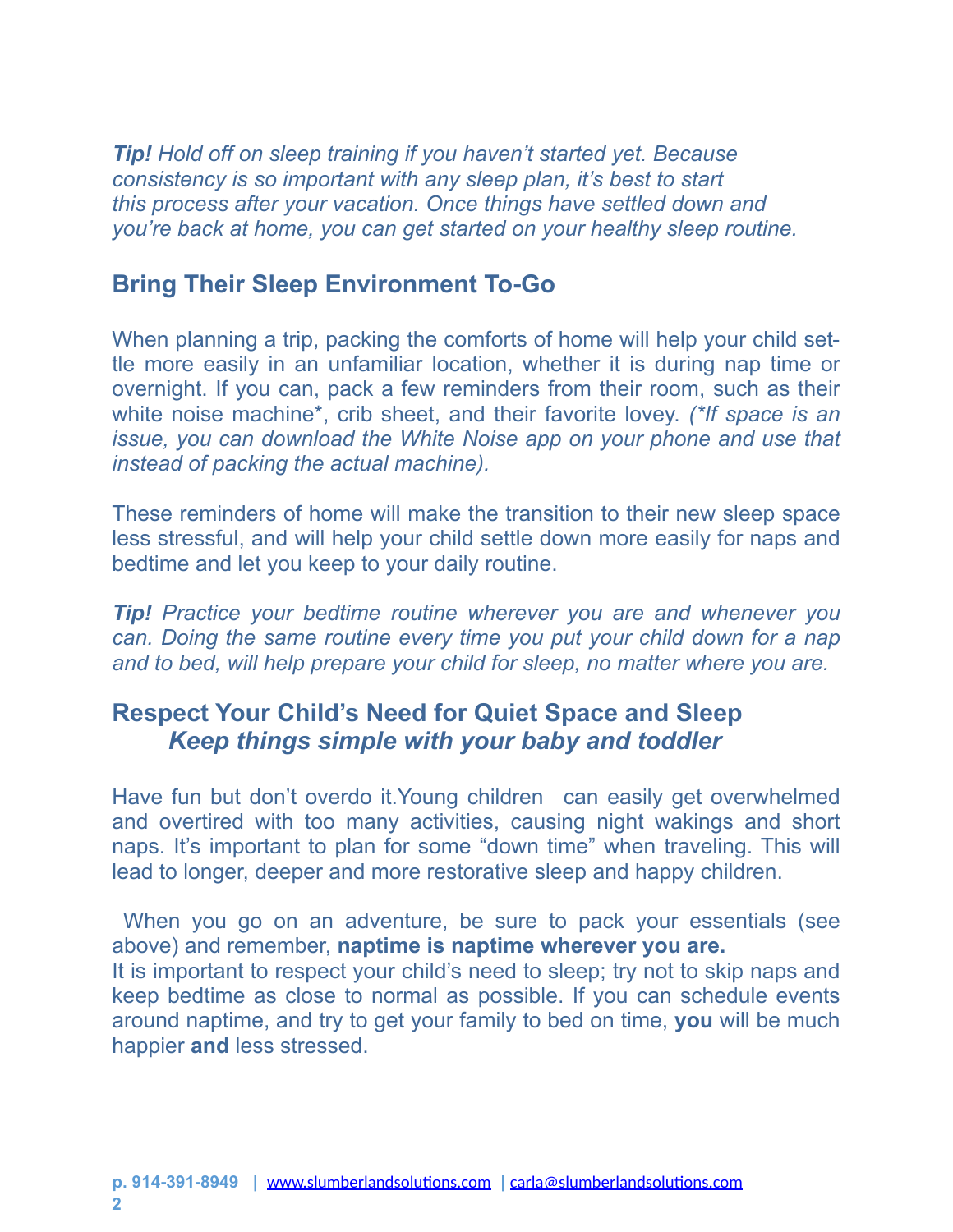***Tip!** Hold off on sleep training if you haven't started yet. Because consistency is so important with any sleep plan, it's best to start this process after your vacation. Once things have settled down and you're back at home, you can get started on your healthy sleep routine.*

## Bring Their Sleep Environment To-Go

When planning a trip, packing the comforts of home will help your child settle more easily in an unfamiliar location, whether it is during nap time or overnight. If you can, pack a few reminders from their room, such as their white noise machine*, crib sheet, and their favorite lovey. *(*If space is an issue, you can download the White Noise app on your phone and use that instead of packing the actual machine).*

These reminders of home will make the transition to their new sleep space less stressful, and will help your child settle down more easily for naps and bedtime and let you keep to your daily routine.

***Tip!** Practice your bedtime routine wherever you are and whenever you can. Doing the same routine every time you put your child down for a nap and to bed, will help prepare your child for sleep, no matter where you are.*

## Respect Your Child's Need for Quiet Space and Sleep

### *Keep things simple with your baby and toddler*

Have fun but don't overdo it.Young children can easily get overwhelmed and overtired with too many activities, causing night wakings and short naps. It's important to plan for some "down time" when traveling. This will lead to longer, deeper and more restorative sleep and happy children.

When you go on an adventure, be sure to pack your essentials (see above) and remember, **naptime is naptime wherever you are.**
It is important to respect your child's need to sleep; try not to skip naps and keep bedtime as close to normal as possible. If you can schedule events around naptime, and try to get your family to bed on time, **you** will be much happier **and** less stressed.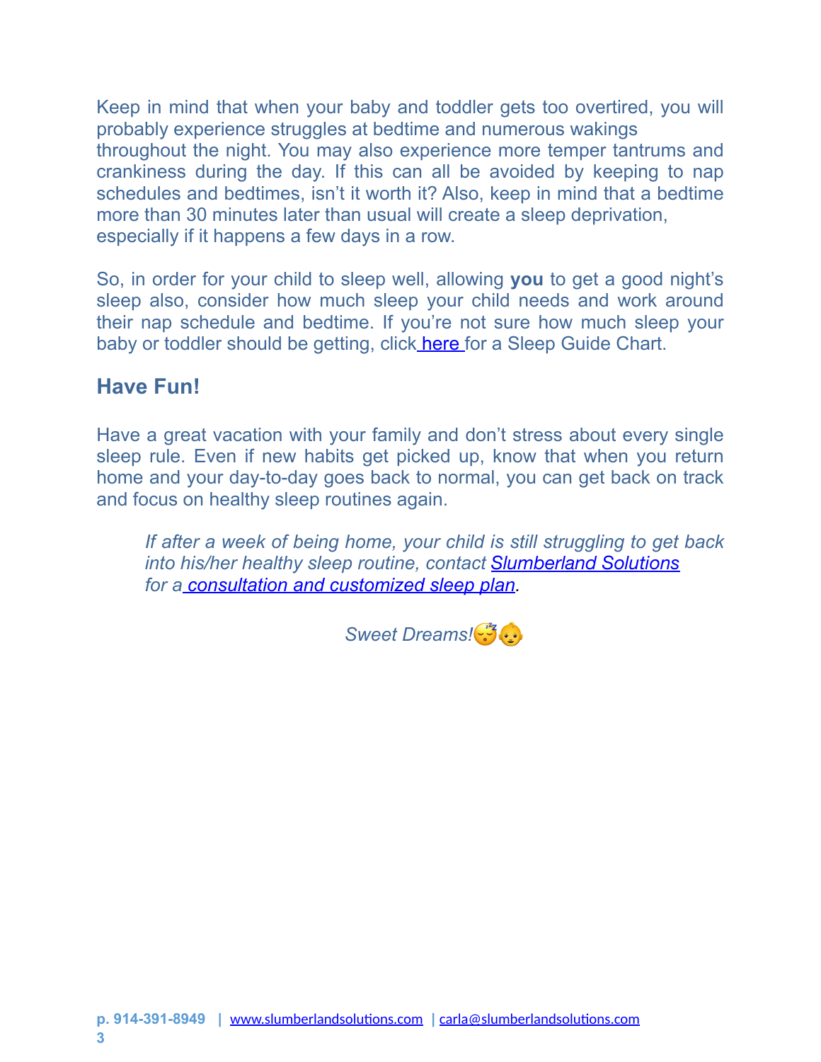Keep in mind that when your baby and toddler gets too overtired, you will probably experience struggles at bedtime and numerous wakings throughout the night. You may also experience more temper tantrums and crankiness during the day. If this can all be avoided by keeping to nap schedules and bedtimes, isn't it worth it? Also, keep in mind that a bedtime more than 30 minutes later than usual will create a sleep deprivation, especially if it happens a few days in a row.

So, in order for your child to sleep well, allowing **you** to get a good night's sleep also, consider how much sleep your child needs and work around their nap schedule and bedtime. If you're not sure how much sleep your baby or toddler should be getting, click here for a Sleep Guide Chart.

## Have Fun!

Have a great vacation with your family and don't stress about every single sleep rule. Even if new habits get picked up, know that when you return home and your day-to-day goes back to normal, you can get back on track and focus on healthy sleep routines again.

> *If after a week of being home, your child is still struggling to get back into his/her healthy sleep routine, contact Slumberland Solutions for a consultation and customized sleep plan.*

*Sweet Dreams!*😴👶

**p. 914-391-8949** | www.slumberlandsolutions.com | carla@slumberlandsolutions.com